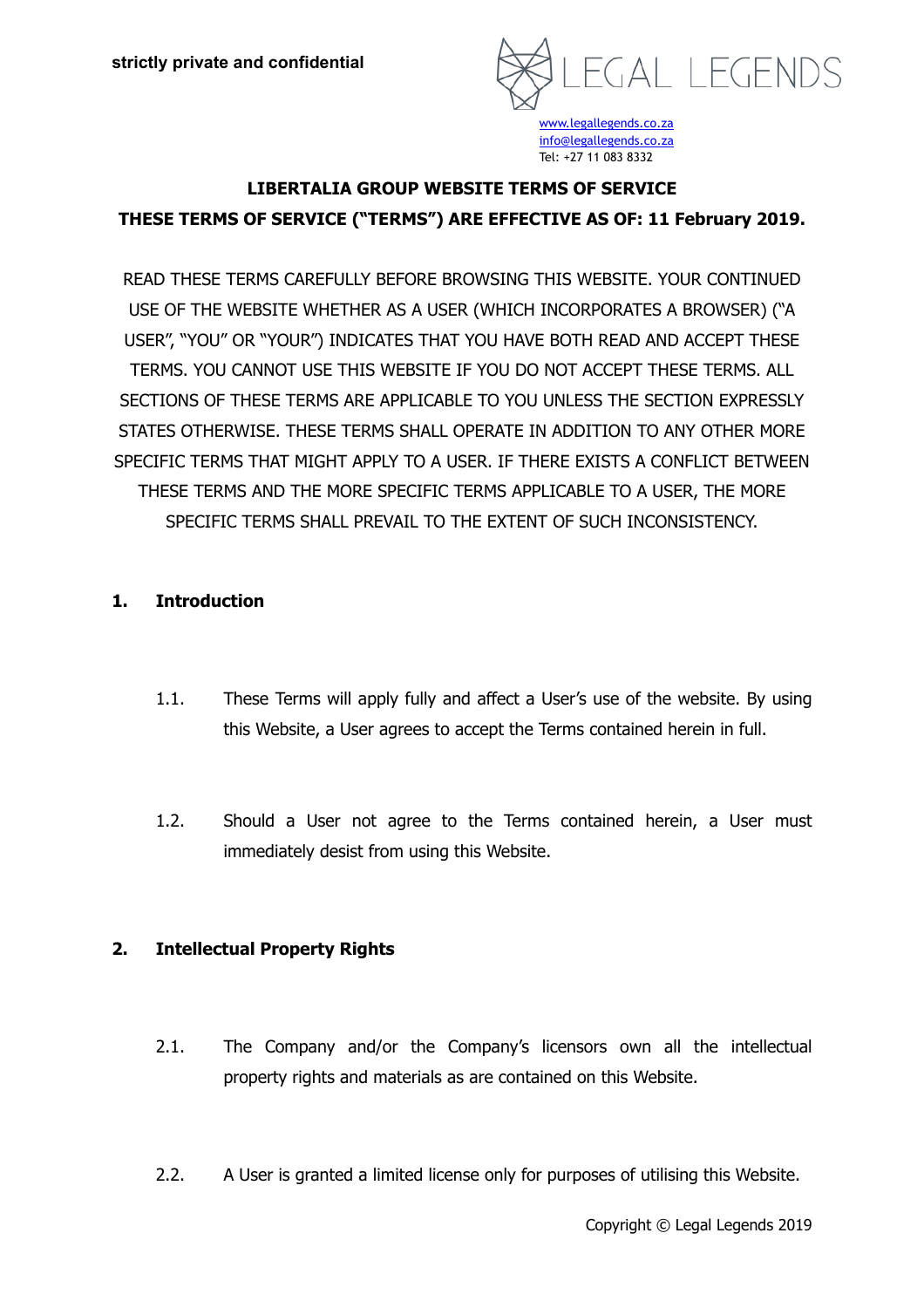strictly private and confidential

LEGAL LEGENDS

www.legallegends.co.za
info@legallegends.co.za
Tel: +27 11 083 8332

# LIBERTALIA GROUP WEBSITE TERMS OF SERVICE

**THESE TERMS OF SERVICE ("TERMS") ARE EFFECTIVE AS OF: 11 February 2019.**

READ THESE TERMS CAREFULLY BEFORE BROWSING THIS WEBSITE. YOUR CONTINUED USE OF THE WEBSITE WHETHER AS A USER (WHICH INCORPORATES A BROWSER) ("A USER", "YOU" OR "YOUR") INDICATES THAT YOU HAVE BOTH READ AND ACCEPT THESE TERMS. YOU CANNOT USE THIS WEBSITE IF YOU DO NOT ACCEPT THESE TERMS. ALL SECTIONS OF THESE TERMS ARE APPLICABLE TO YOU UNLESS THE SECTION EXPRESSLY STATES OTHERWISE. THESE TERMS SHALL OPERATE IN ADDITION TO ANY OTHER MORE SPECIFIC TERMS THAT MIGHT APPLY TO A USER. IF THERE EXISTS A CONFLICT BETWEEN THESE TERMS AND THE MORE SPECIFIC TERMS APPLICABLE TO A USER, THE MORE SPECIFIC TERMS SHALL PREVAIL TO THE EXTENT OF SUCH INCONSISTENCY.

## 1. Introduction

1.1. These Terms will apply fully and affect a User's use of the website. By using this Website, a User agrees to accept the Terms contained herein in full.

1.2. Should a User not agree to the Terms contained herein, a User must immediately desist from using this Website.

## 2. Intellectual Property Rights

2.1. The Company and/or the Company's licensors own all the intellectual property rights and materials as are contained on this Website.

2.2. A User is granted a limited license only for purposes of utilising this Website.

Copyright © Legal Legends 2019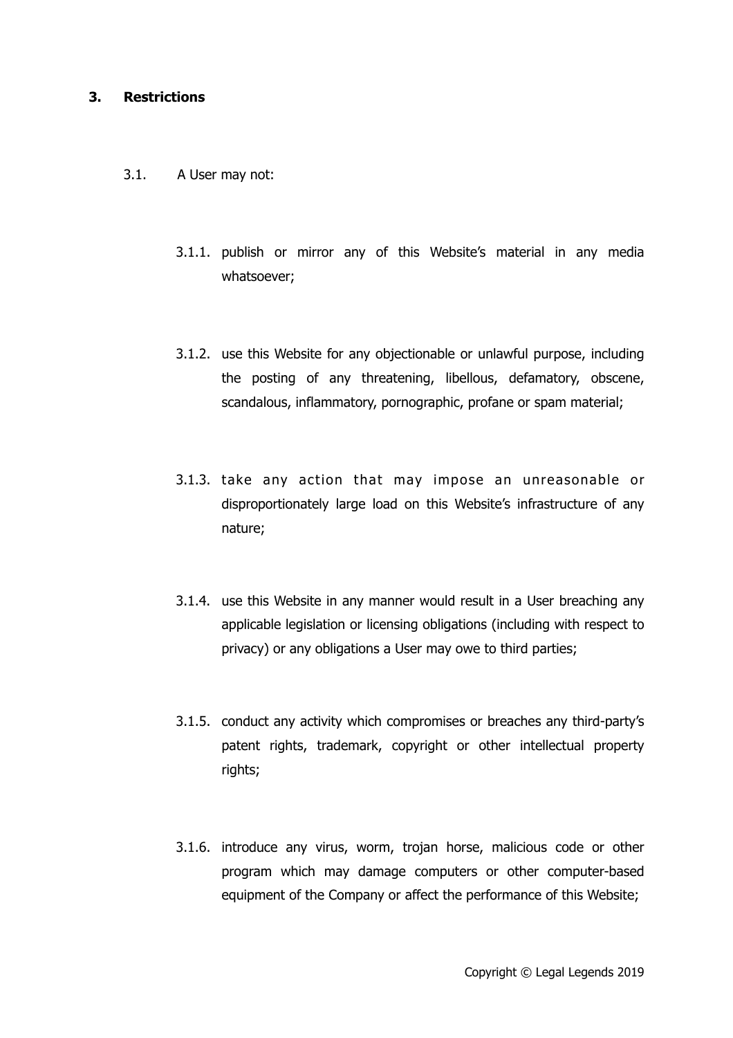## 3. Restrictions

3.1. A User may not:

3.1.1. publish or mirror any of this Website's material in any media whatsoever;

3.1.2. use this Website for any objectionable or unlawful purpose, including the posting of any threatening, libellous, defamatory, obscene, scandalous, inflammatory, pornographic, profane or spam material;

3.1.3. take any action that may impose an unreasonable or disproportionately large load on this Website's infrastructure of any nature;

3.1.4. use this Website in any manner would result in a User breaching any applicable legislation or licensing obligations (including with respect to privacy) or any obligations a User may owe to third parties;

3.1.5. conduct any activity which compromises or breaches any third-party's patent rights, trademark, copyright or other intellectual property rights;

3.1.6. introduce any virus, worm, trojan horse, malicious code or other program which may damage computers or other computer-based equipment of the Company or affect the performance of this Website;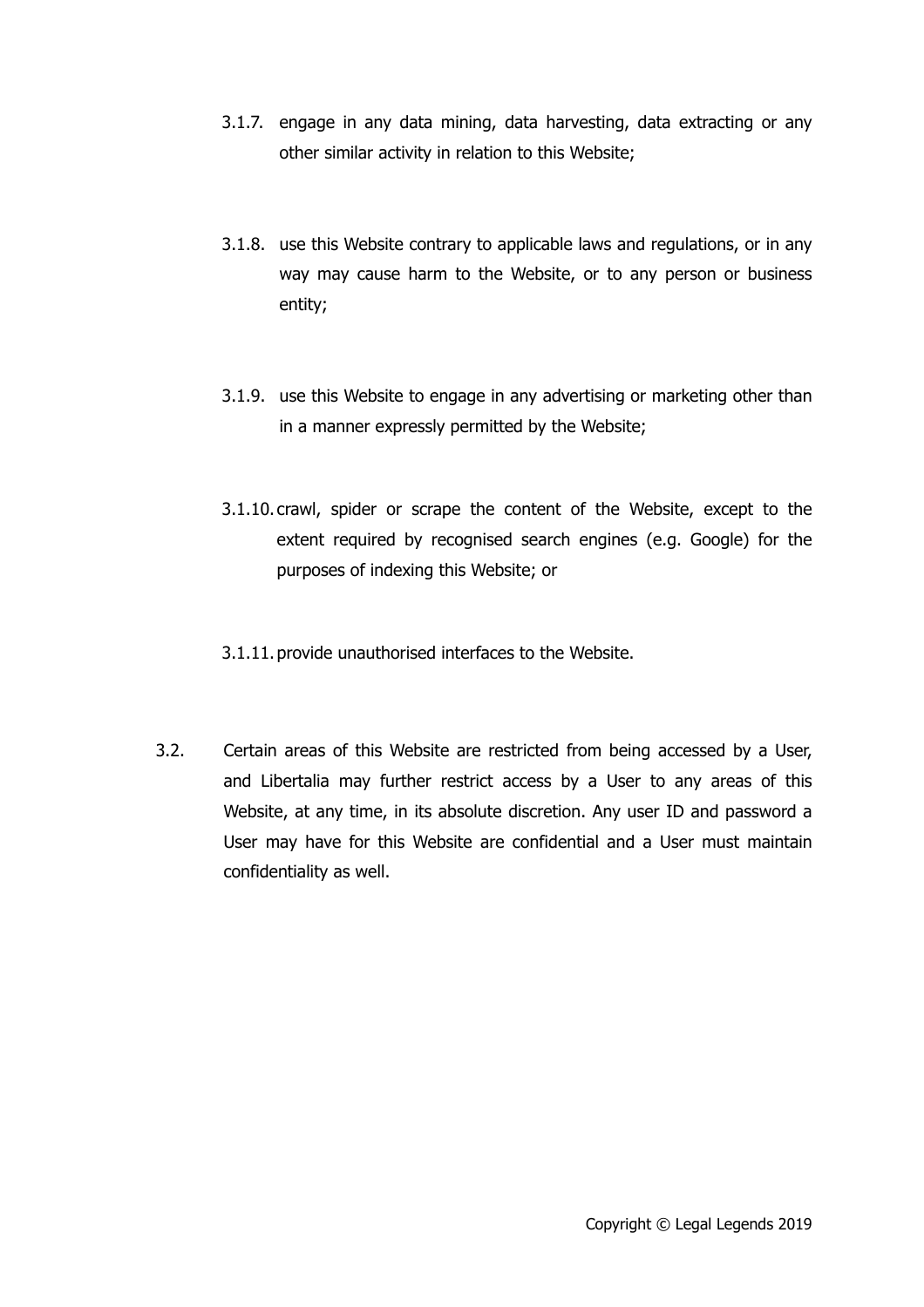3.1.7. engage in any data mining, data harvesting, data extracting or any other similar activity in relation to this Website;

3.1.8. use this Website contrary to applicable laws and regulations, or in any way may cause harm to the Website, or to any person or business entity;

3.1.9. use this Website to engage in any advertising or marketing other than in a manner expressly permitted by the Website;

3.1.10. crawl, spider or scrape the content of the Website, except to the extent required by recognised search engines (e.g. Google) for the purposes of indexing this Website; or

3.1.11. provide unauthorised interfaces to the Website.

3.2. Certain areas of this Website are restricted from being accessed by a User, and Libertalia may further restrict access by a User to any areas of this Website, at any time, in its absolute discretion. Any user ID and password a User may have for this Website are confidential and a User must maintain confidentiality as well.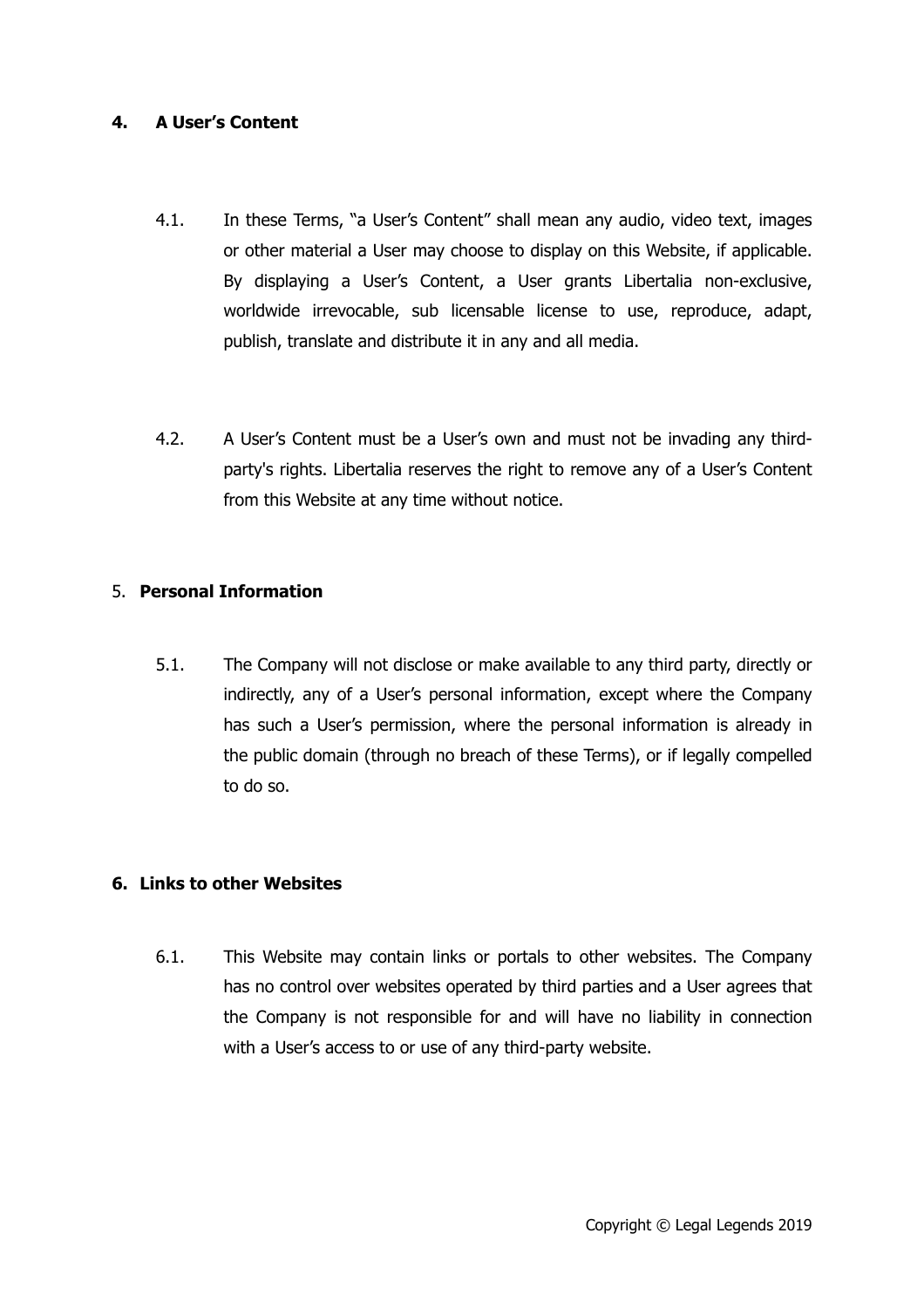## 4. A User's Content

4.1. In these Terms, "a User's Content" shall mean any audio, video text, images or other material a User may choose to display on this Website, if applicable. By displaying a User's Content, a User grants Libertalia non-exclusive, worldwide irrevocable, sub licensable license to use, reproduce, adapt, publish, translate and distribute it in any and all media.

4.2. A User's Content must be a User's own and must not be invading any third-party's rights. Libertalia reserves the right to remove any of a User's Content from this Website at any time without notice.

## 5. Personal Information

5.1. The Company will not disclose or make available to any third party, directly or indirectly, any of a User's personal information, except where the Company has such a User's permission, where the personal information is already in the public domain (through no breach of these Terms), or if legally compelled to do so.

## 6. Links to other Websites

6.1. This Website may contain links or portals to other websites. The Company has no control over websites operated by third parties and a User agrees that the Company is not responsible for and will have no liability in connection with a User's access to or use of any third-party website.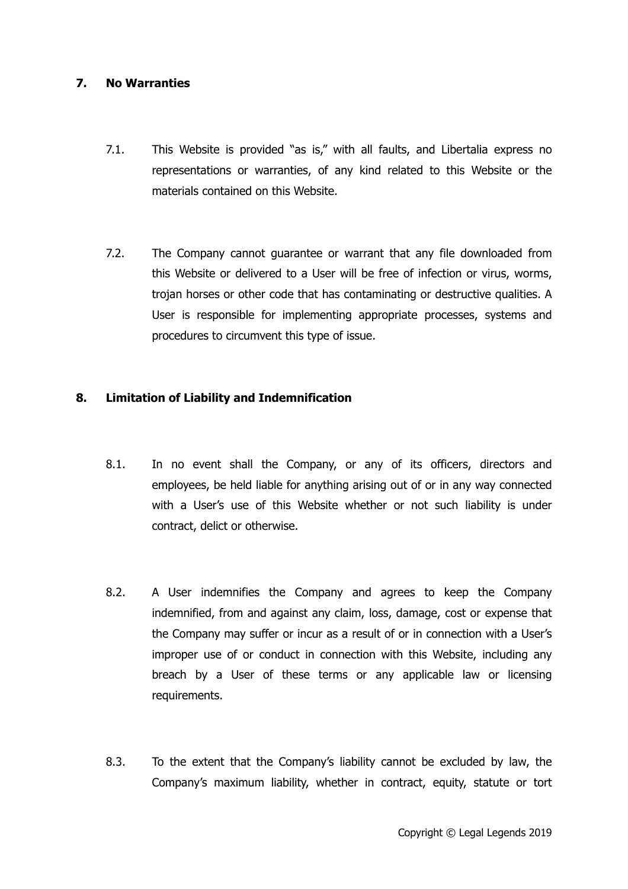## 7. No Warranties

7.1. This Website is provided "as is," with all faults, and Libertalia express no representations or warranties, of any kind related to this Website or the materials contained on this Website.

7.2. The Company cannot guarantee or warrant that any file downloaded from this Website or delivered to a User will be free of infection or virus, worms, trojan horses or other code that has contaminating or destructive qualities. A User is responsible for implementing appropriate processes, systems and procedures to circumvent this type of issue.

## 8. Limitation of Liability and Indemnification

8.1. In no event shall the Company, or any of its officers, directors and employees, be held liable for anything arising out of or in any way connected with a User's use of this Website whether or not such liability is under contract, delict or otherwise.

8.2. A User indemnifies the Company and agrees to keep the Company indemnified, from and against any claim, loss, damage, cost or expense that the Company may suffer or incur as a result of or in connection with a User's improper use of or conduct in connection with this Website, including any breach by a User of these terms or any applicable law or licensing requirements.

8.3. To the extent that the Company's liability cannot be excluded by law, the Company's maximum liability, whether in contract, equity, statute or tort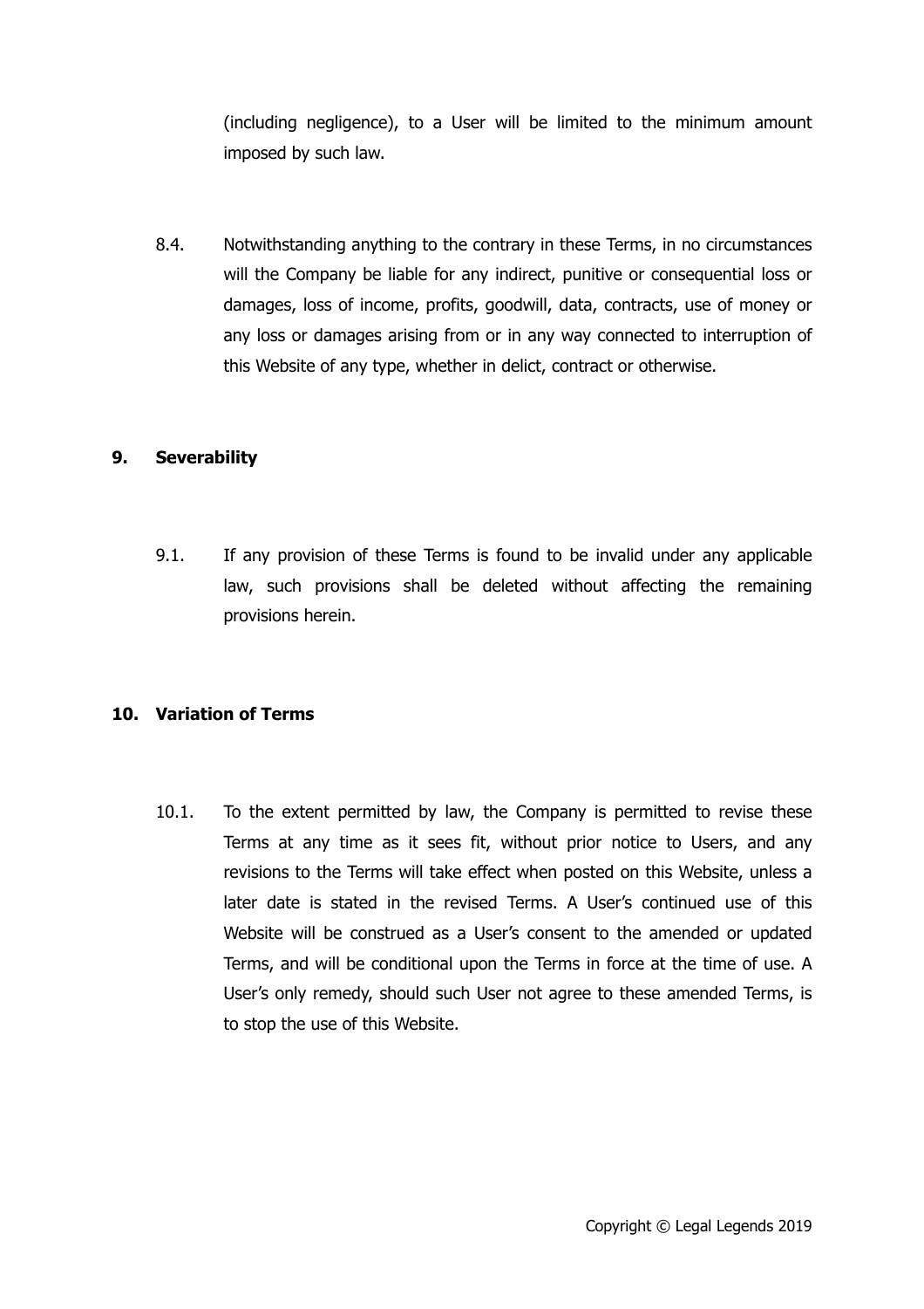(including negligence), to a User will be limited to the minimum amount imposed by such law.

8.4. Notwithstanding anything to the contrary in these Terms, in no circumstances will the Company be liable for any indirect, punitive or consequential loss or damages, loss of income, profits, goodwill, data, contracts, use of money or any loss or damages arising from or in any way connected to interruption of this Website of any type, whether in delict, contract or otherwise.

## 9. Severability

9.1. If any provision of these Terms is found to be invalid under any applicable law, such provisions shall be deleted without affecting the remaining provisions herein.

## 10. Variation of Terms

10.1. To the extent permitted by law, the Company is permitted to revise these Terms at any time as it sees fit, without prior notice to Users, and any revisions to the Terms will take effect when posted on this Website, unless a later date is stated in the revised Terms. A User's continued use of this Website will be construed as a User's consent to the amended or updated Terms, and will be conditional upon the Terms in force at the time of use. A User's only remedy, should such User not agree to these amended Terms, is to stop the use of this Website.

Copyright © Legal Legends 2019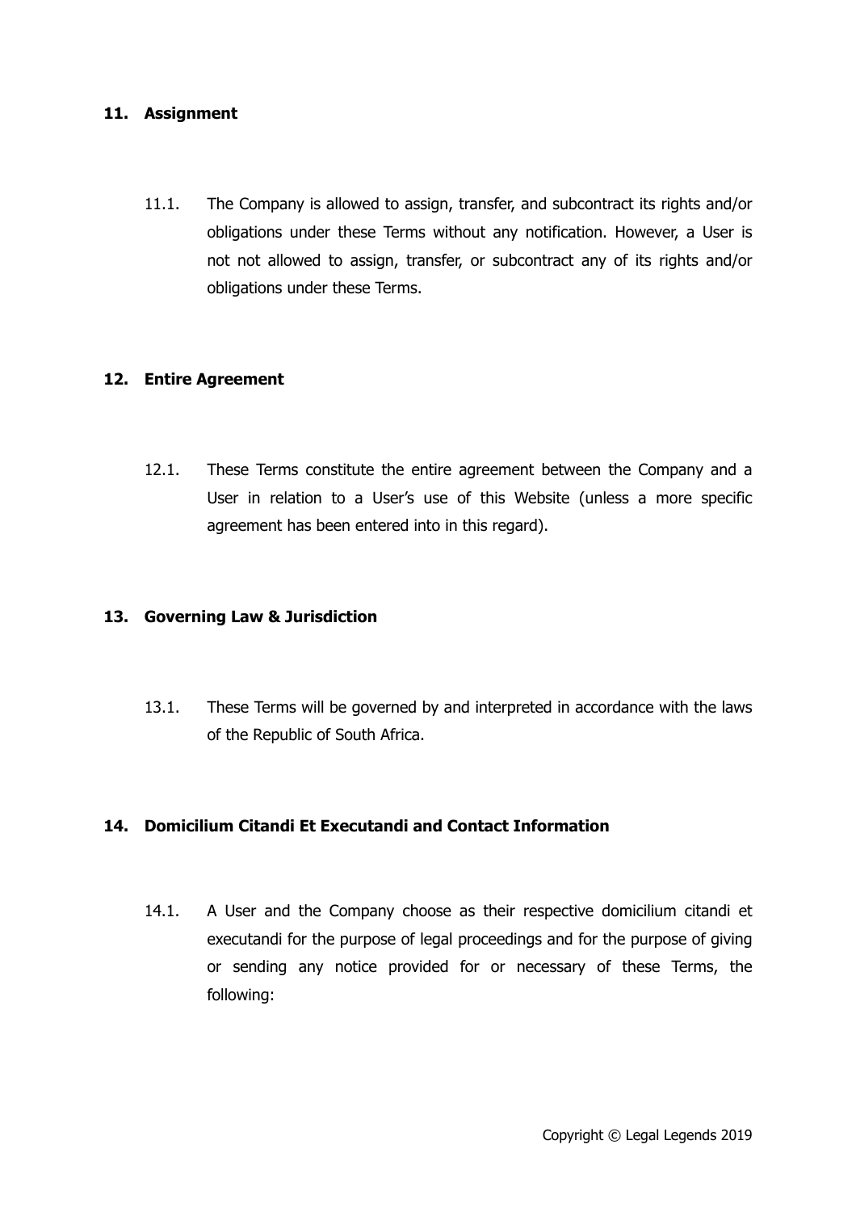## 11. Assignment

11.1. The Company is allowed to assign, transfer, and subcontract its rights and/or obligations under these Terms without any notification. However, a User is not not allowed to assign, transfer, or subcontract any of its rights and/or obligations under these Terms.

## 12. Entire Agreement

12.1. These Terms constitute the entire agreement between the Company and a User in relation to a User's use of this Website (unless a more specific agreement has been entered into in this regard).

## 13. Governing Law & Jurisdiction

13.1. These Terms will be governed by and interpreted in accordance with the laws of the Republic of South Africa.

## 14. Domicilium Citandi Et Executandi and Contact Information

14.1. A User and the Company choose as their respective domicilium citandi et executandi for the purpose of legal proceedings and for the purpose of giving or sending any notice provided for or necessary of these Terms, the following: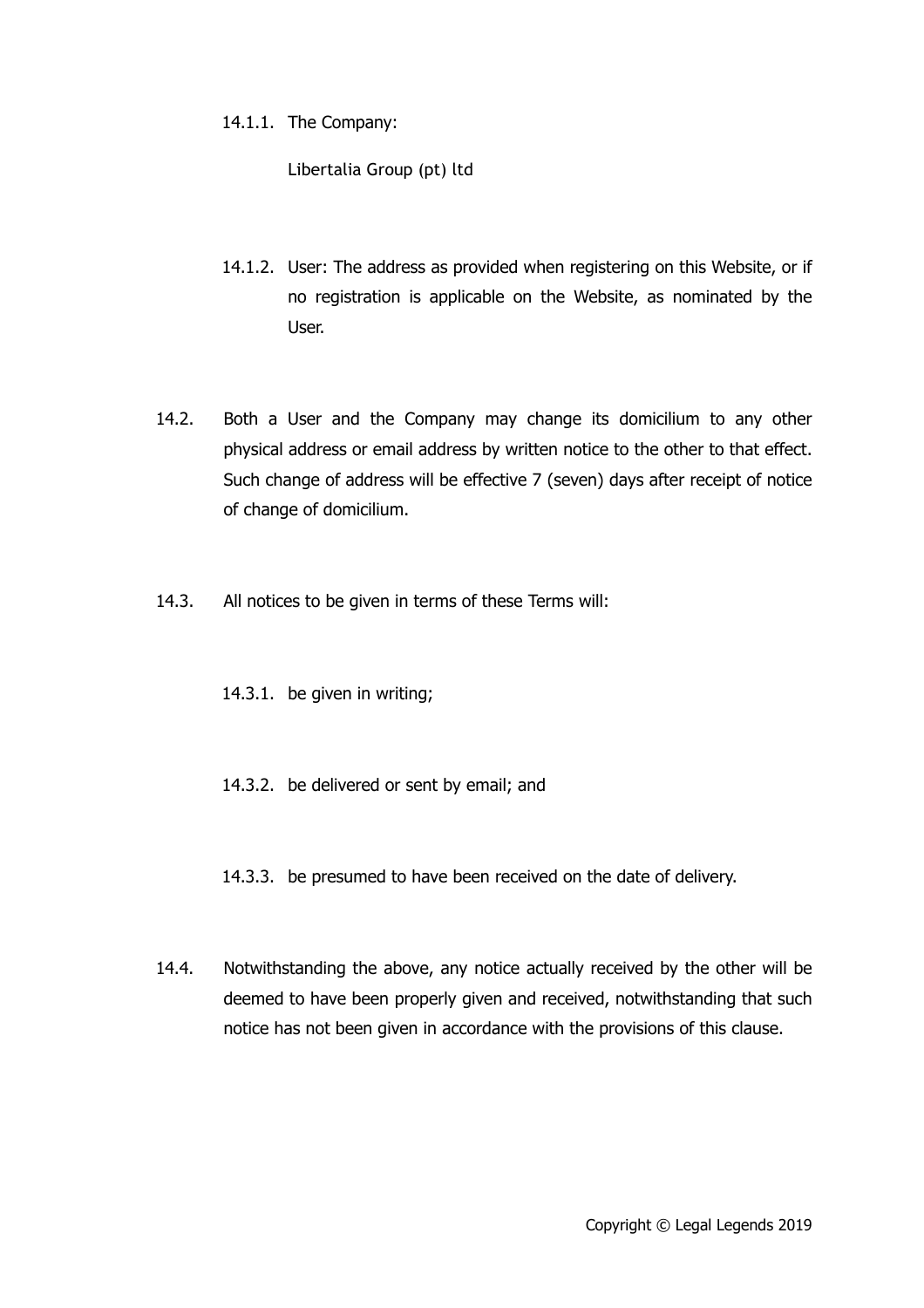14.1.1. The Company:

Libertalia Group (pt) ltd

14.1.2. User: The address as provided when registering on this Website, or if no registration is applicable on the Website, as nominated by the User.

14.2. Both a User and the Company may change its domicilium to any other physical address or email address by written notice to the other to that effect. Such change of address will be effective 7 (seven) days after receipt of notice of change of domicilium.

14.3. All notices to be given in terms of these Terms will:

14.3.1. be given in writing;

14.3.2. be delivered or sent by email; and

14.3.3. be presumed to have been received on the date of delivery.

14.4. Notwithstanding the above, any notice actually received by the other will be deemed to have been properly given and received, notwithstanding that such notice has not been given in accordance with the provisions of this clause.

Copyright © Legal Legends 2019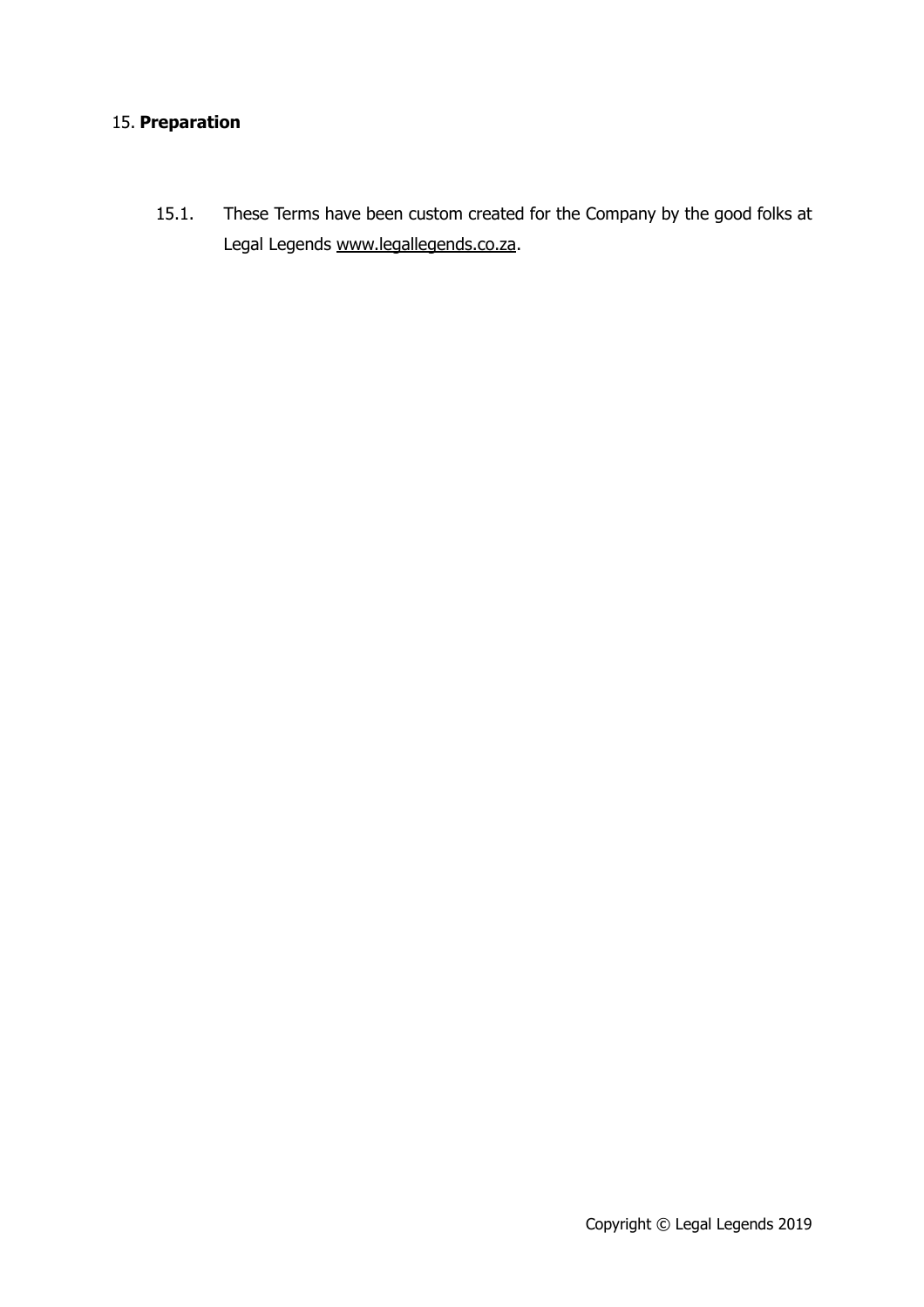## 15. **Preparation**

15.1. These Terms have been custom created for the Company by the good folks at Legal Legends www.legallegends.co.za.

Copyright © Legal Legends 2019